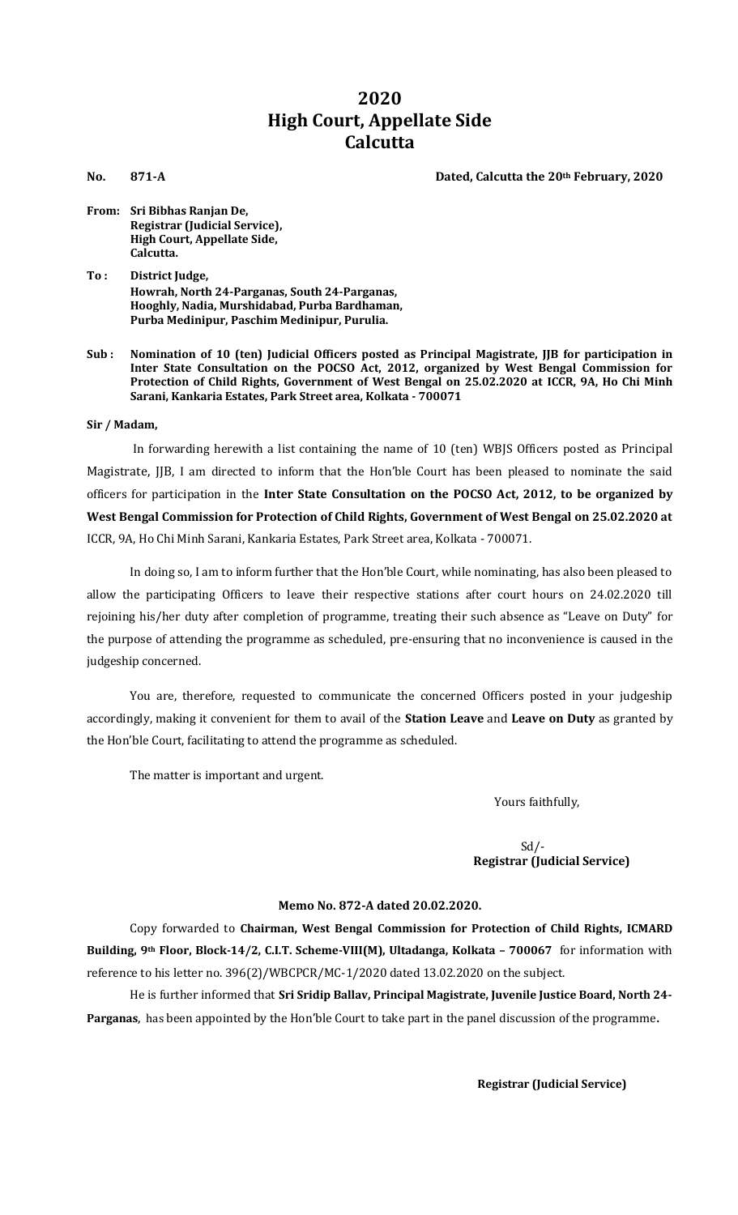# 2020
# High Court, Appellate Side
# Calcutta

**No. 871-A** **Dated, Calcutta the 20th February, 2020**

**From: Sri Bibhas Ranjan De,**
**Registrar (Judicial Service),**
**High Court, Appellate Side,**
**Calcutta.**

**To : District Judge,**
**Howrah, North 24-Parganas, South 24-Parganas,**
**Hooghly, Nadia, Murshidabad, Purba Bardhaman,**
**Purba Medinipur, Paschim Medinipur, Purulia.**

**Sub : Nomination of 10 (ten) Judicial Officers posted as Principal Magistrate, JJB for participation in Inter State Consultation on the POCSO Act, 2012, organized by West Bengal Commission for Protection of Child Rights, Government of West Bengal on 25.02.2020 at ICCR, 9A, Ho Chi Minh Sarani, Kankaria Estates, Park Street area, Kolkata - 700071**

**Sir / Madam,**

In forwarding herewith a list containing the name of 10 (ten) WBJS Officers posted as Principal Magistrate, JJB, I am directed to inform that the Hon'ble Court has been pleased to nominate the said officers for participation in the **Inter State Consultation on the POCSO Act, 2012, to be organized by West Bengal Commission for Protection of Child Rights, Government of West Bengal on 25.02.2020 at** ICCR, 9A, Ho Chi Minh Sarani, Kankaria Estates, Park Street area, Kolkata - 700071.

In doing so, I am to inform further that the Hon'ble Court, while nominating, has also been pleased to allow the participating Officers to leave their respective stations after court hours on 24.02.2020 till rejoining his/her duty after completion of programme, treating their such absence as "Leave on Duty" for the purpose of attending the programme as scheduled, pre-ensuring that no inconvenience is caused in the judgeship concerned.

You are, therefore, requested to communicate the concerned Officers posted in your judgeship accordingly, making it convenient for them to avail of the **Station Leave** and **Leave on Duty** as granted by the Hon'ble Court, facilitating to attend the programme as scheduled.

The matter is important and urgent.

Yours faithfully,

Sd/-
**Registrar (Judicial Service)**

**Memo No. 872-A dated 20.02.2020.**

Copy forwarded to **Chairman, West Bengal Commission for Protection of Child Rights, ICMARD Building, 9th Floor, Block-14/2, C.I.T. Scheme-VIII(M), Ultadanga, Kolkata – 700067** for information with reference to his letter no. 396(2)/WBCPCR/MC-1/2020 dated 13.02.2020 on the subject.

He is further informed that **Sri Sridip Ballav, Principal Magistrate, Juvenile Justice Board, North 24-Parganas**, has been appointed by the Hon'ble Court to take part in the panel discussion of the programme**.**

**Registrar (Judicial Service)**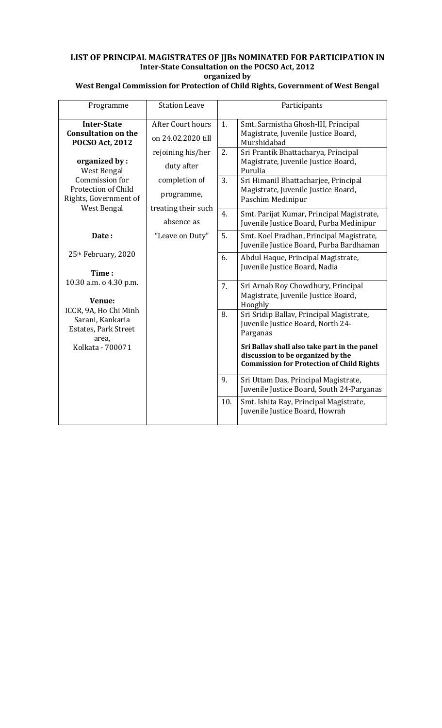**LIST OF PRINCIPAL MAGISTRATES OF JJBs NOMINATED FOR PARTICIPATION IN**
**Inter-State Consultation on the POCSO Act, 2012**
**organized by**
**West Bengal Commission for Protection of Child Rights, Government of West Bengal**

| Programme | Station Leave | Participants | |
|---|---|---|---|
| **Inter-State Consultation on the POCSO Act, 2012**<br><br>**organized by :** West Bengal Commission for Protection of Child Rights, Government of West Bengal<br><br>**Date :**<br>25th February, 2020<br><br>**Time :**<br>10.30 a.m. o 4.30 p.m.<br><br>**Venue:**<br>ICCR, 9A, Ho Chi Minh Sarani, Kankaria Estates, Park Street area,<br>Kolkata - 700071 | After Court hours on 24.02.2020 till rejoining his/her duty after completion of programme, treating their such absence as "Leave on Duty" | 1. | Smt. Sarmistha Ghosh-III, Principal Magistrate, Juvenile Justice Board, Murshidabad |
| | | 2. | Sri Prantik Bhattacharya, Principal Magistrate, Juvenile Justice Board, Purulia |
| | | 3. | Sri Himanil Bhattacharjee, Principal Magistrate, Juvenile Justice Board, Paschim Medinipur |
| | | 4. | Smt. Parijat Kumar, Principal Magistrate, Juvenile Justice Board, Purba Medinipur |
| | | 5. | Smt. Koel Pradhan, Principal Magistrate, Juvenile Justice Board, Purba Bardhaman |
| | | 6. | Abdul Haque, Principal Magistrate, Juvenile Justice Board, Nadia |
| | | 7. | Sri Arnab Roy Chowdhury, Principal Magistrate, Juvenile Justice Board, Hooghly |
| | | 8. | Sri Sridip Ballav, Principal Magistrate, Juvenile Justice Board, North 24-Parganas<br><br>**Sri Ballav shall also take part in the panel discussion to be organized by the Commission for Protection of Child Rights** |
| | | 9. | Sri Uttam Das, Principal Magistrate, Juvenile Justice Board, South 24-Parganas |
| | | 10. | Smt. Ishita Ray, Principal Magistrate, Juvenile Justice Board, Howrah |